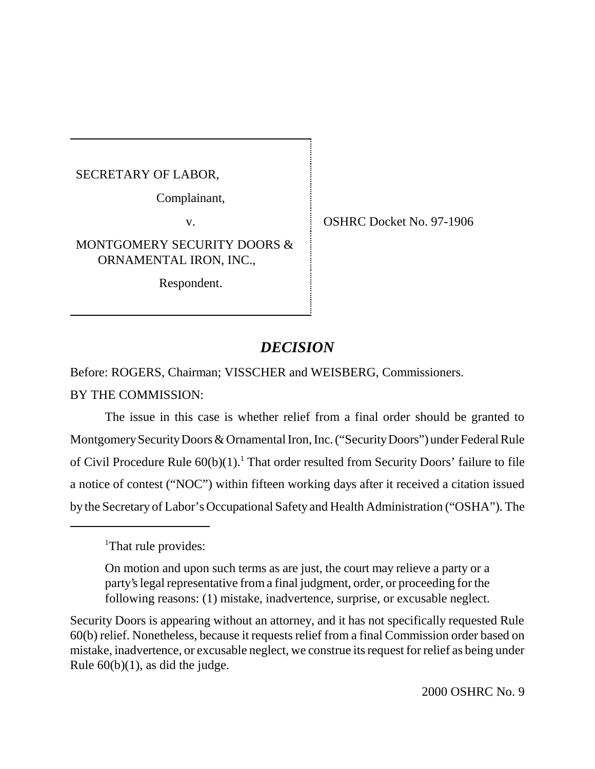SECRETARY OF LABOR,

Complainant,

v.

MONTGOMERY SECURITY DOORS & ORNAMENTAL IRON, INC.,

Respondent.

OSHRC Docket No. 97-1906

# *DECISION*

Before: ROGERS, Chairman; VISSCHER and WEISBERG, Commissioners.

BY THE COMMISSION:

The issue in this case is whether relief from a final order should be granted to Montgomery Security Doors & Ornamental Iron, Inc. ("Security Doors") under Federal Rule of Civil Procedure Rule 60(b)(1).[1] That order resulted from Security Doors' failure to file a notice of contest ("NOC") within fifteen working days after it received a citation issued by the Secretary of Labor's Occupational Safety and Health Administration ("OSHA"). The

---

[1]That rule provides:

> On motion and upon such terms as are just, the court may relieve a party or a party's legal representative from a final judgment, order, or proceeding for the following reasons: (1) mistake, inadvertence, surprise, or excusable neglect.

Security Doors is appearing without an attorney, and it has not specifically requested Rule 60(b) relief. Nonetheless, because it requests relief from a final Commission order based on mistake, inadvertence, or excusable neglect, we construe its request for relief as being under Rule 60(b)(1), as did the judge.

2000 OSHRC No. 9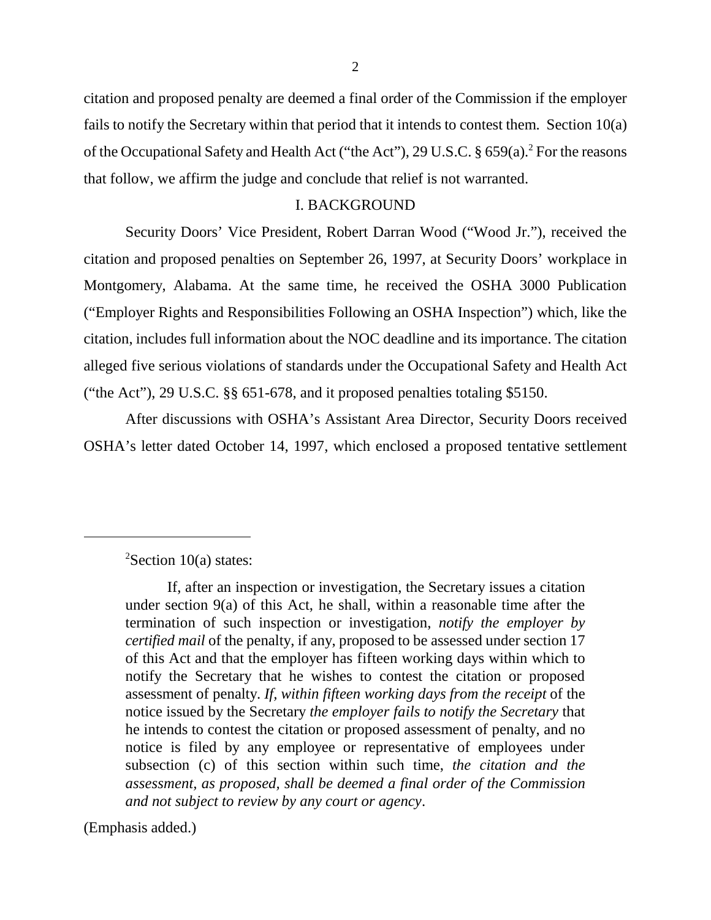citation and proposed penalty are deemed a final order of the Commission if the employer fails to notify the Secretary within that period that it intends to contest them. Section 10(a) of the Occupational Safety and Health Act ("the Act"), 29 U.S.C. § 659(a).[2] For the reasons that follow, we affirm the judge and conclude that relief is not warranted.

## I. BACKGROUND

Security Doors' Vice President, Robert Darran Wood ("Wood Jr."), received the citation and proposed penalties on September 26, 1997, at Security Doors' workplace in Montgomery, Alabama. At the same time, he received the OSHA 3000 Publication ("Employer Rights and Responsibilities Following an OSHA Inspection") which, like the citation, includes full information about the NOC deadline and its importance. The citation alleged five serious violations of standards under the Occupational Safety and Health Act ("the Act"), 29 U.S.C. §§ 651-678, and it proposed penalties totaling $5150.

After discussions with OSHA's Assistant Area Director, Security Doors received OSHA's letter dated October 14, 1997, which enclosed a proposed tentative settlement

---

[2]Section 10(a) states:

> If, after an inspection or investigation, the Secretary issues a citation under section 9(a) of this Act, he shall, within a reasonable time after the termination of such inspection or investigation, *notify the employer by certified mail* of the penalty, if any, proposed to be assessed under section 17 of this Act and that the employer has fifteen working days within which to notify the Secretary that he wishes to contest the citation or proposed assessment of penalty. *If, within fifteen working days from the receipt* of the notice issued by the Secretary *the employer fails to notify the Secretary* that he intends to contest the citation or proposed assessment of penalty, and no notice is filed by any employee or representative of employees under subsection (c) of this section within such time, *the citation and the assessment, as proposed, shall be deemed a final order of the Commission and not subject to review by any court or agency*.

(Emphasis added.)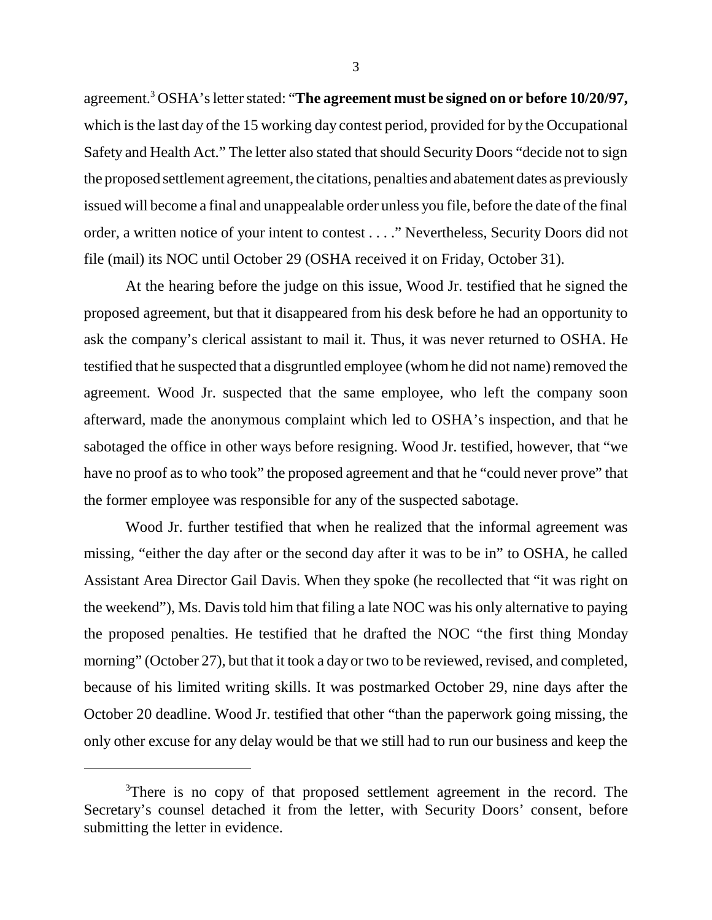agreement.[3] OSHA's letter stated: "**The agreement must be signed on or before 10/20/97,** which is the last day of the 15 working day contest period, provided for by the Occupational Safety and Health Act." The letter also stated that should Security Doors "decide not to sign the proposed settlement agreement, the citations, penalties and abatement dates as previously issued will become a final and unappealable order unless you file, before the date of the final order, a written notice of your intent to contest . . . ." Nevertheless, Security Doors did not file (mail) its NOC until October 29 (OSHA received it on Friday, October 31).

At the hearing before the judge on this issue, Wood Jr. testified that he signed the proposed agreement, but that it disappeared from his desk before he had an opportunity to ask the company's clerical assistant to mail it. Thus, it was never returned to OSHA. He testified that he suspected that a disgruntled employee (whom he did not name) removed the agreement. Wood Jr. suspected that the same employee, who left the company soon afterward, made the anonymous complaint which led to OSHA's inspection, and that he sabotaged the office in other ways before resigning. Wood Jr. testified, however, that "we have no proof as to who took" the proposed agreement and that he "could never prove" that the former employee was responsible for any of the suspected sabotage.

Wood Jr. further testified that when he realized that the informal agreement was missing, "either the day after or the second day after it was to be in" to OSHA, he called Assistant Area Director Gail Davis. When they spoke (he recollected that "it was right on the weekend"), Ms. Davis told him that filing a late NOC was his only alternative to paying the proposed penalties. He testified that he drafted the NOC "the first thing Monday morning" (October 27), but that it took a day or two to be reviewed, revised, and completed, because of his limited writing skills. It was postmarked October 29, nine days after the October 20 deadline. Wood Jr. testified that other "than the paperwork going missing, the only other excuse for any delay would be that we still had to run our business and keep the

[3]There is no copy of that proposed settlement agreement in the record. The Secretary's counsel detached it from the letter, with Security Doors' consent, before submitting the letter in evidence.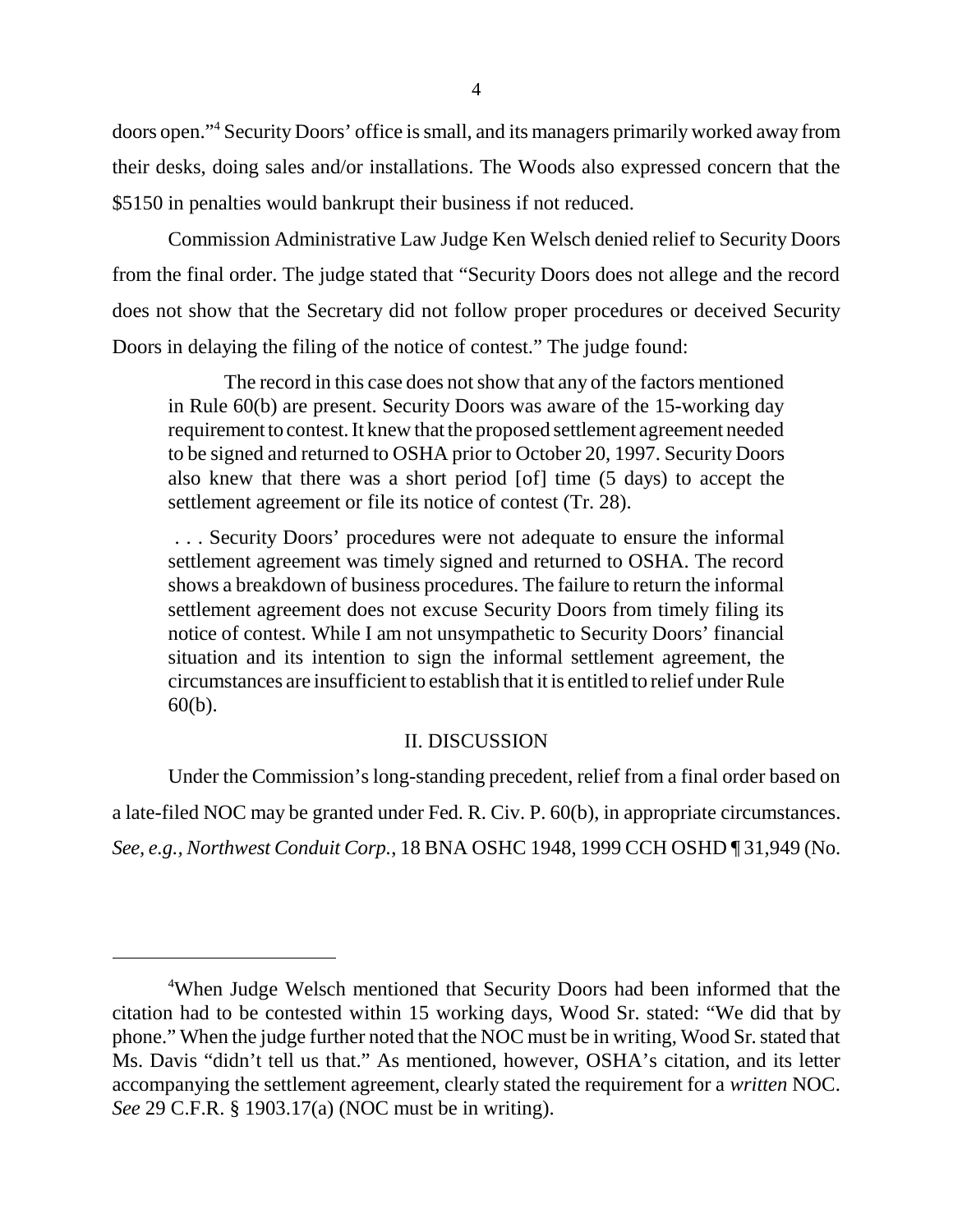doors open."[4] Security Doors' office is small, and its managers primarily worked away from their desks, doing sales and/or installations. The Woods also expressed concern that the $5150 in penalties would bankrupt their business if not reduced.

Commission Administrative Law Judge Ken Welsch denied relief to Security Doors from the final order. The judge stated that "Security Doors does not allege and the record does not show that the Secretary did not follow proper procedures or deceived Security Doors in delaying the filing of the notice of contest." The judge found:

> The record in this case does not show that any of the factors mentioned in Rule 60(b) are present. Security Doors was aware of the 15-working day requirement to contest. It knew that the proposed settlement agreement needed to be signed and returned to OSHA prior to October 20, 1997. Security Doors also knew that there was a short period [of] time (5 days) to accept the settlement agreement or file its notice of contest (Tr. 28).
>
> . . . Security Doors' procedures were not adequate to ensure the informal settlement agreement was timely signed and returned to OSHA. The record shows a breakdown of business procedures. The failure to return the informal settlement agreement does not excuse Security Doors from timely filing its notice of contest. While I am not unsympathetic to Security Doors' financial situation and its intention to sign the informal settlement agreement, the circumstances are insufficient to establish that it is entitled to relief under Rule 60(b).

## II. DISCUSSION

Under the Commission's long-standing precedent, relief from a final order based on a late-filed NOC may be granted under Fed. R. Civ. P. 60(b), in appropriate circumstances. *See, e.g., Northwest Conduit Corp.*, 18 BNA OSHC 1948, 1999 CCH OSHD ¶ 31,949 (No.

---

[4] When Judge Welsch mentioned that Security Doors had been informed that the citation had to be contested within 15 working days, Wood Sr. stated: "We did that by phone." When the judge further noted that the NOC must be in writing, Wood Sr. stated that Ms. Davis "didn't tell us that." As mentioned, however, OSHA's citation, and its letter accompanying the settlement agreement, clearly stated the requirement for a *written* NOC. *See* 29 C.F.R. § 1903.17(a) (NOC must be in writing).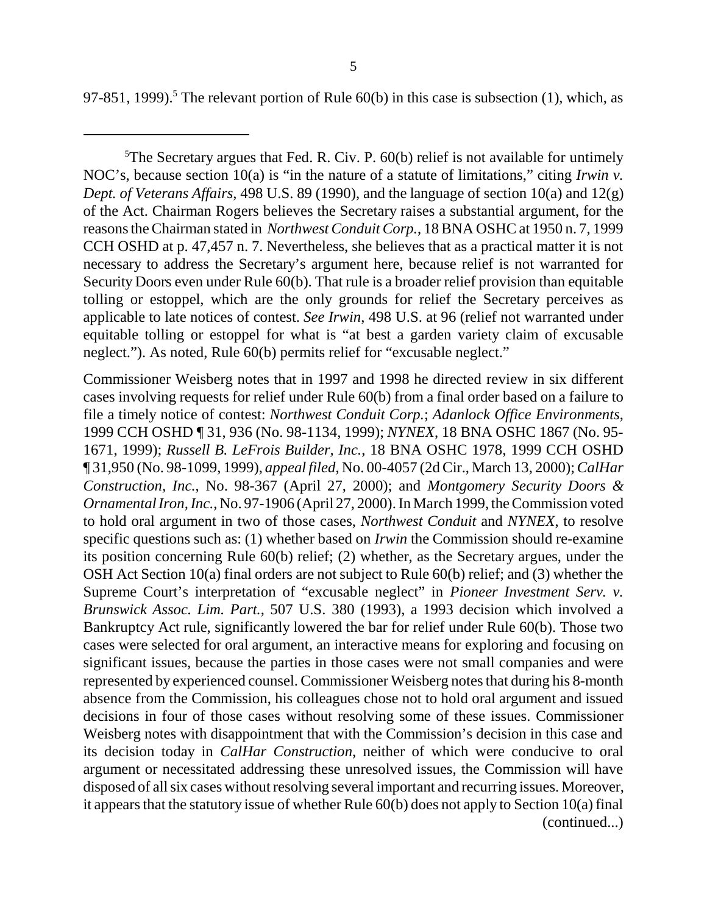97-851, 1999).[5] The relevant portion of Rule 60(b) in this case is subsection (1), which, as

---

[5]The Secretary argues that Fed. R. Civ. P. 60(b) relief is not available for untimely NOC's, because section 10(a) is "in the nature of a statute of limitations," citing *Irwin v. Dept. of Veterans Affairs*, 498 U.S. 89 (1990), and the language of section 10(a) and 12(g) of the Act. Chairman Rogers believes the Secretary raises a substantial argument, for the reasons the Chairman stated in *Northwest Conduit Corp.*, 18 BNA OSHC at 1950 n. 7, 1999 CCH OSHD at p. 47,457 n. 7. Nevertheless, she believes that as a practical matter it is not necessary to address the Secretary's argument here, because relief is not warranted for Security Doors even under Rule 60(b). That rule is a broader relief provision than equitable tolling or estoppel, which are the only grounds for relief the Secretary perceives as applicable to late notices of contest. *See Irwin*, 498 U.S. at 96 (relief not warranted under equitable tolling or estoppel for what is "at best a garden variety claim of excusable neglect."). As noted, Rule 60(b) permits relief for "excusable neglect."

Commissioner Weisberg notes that in 1997 and 1998 he directed review in six different cases involving requests for relief under Rule 60(b) from a final order based on a failure to file a timely notice of contest: *Northwest Conduit Corp.*; *Adanlock Office Environments*, 1999 CCH OSHD ¶ 31, 936 (No. 98-1134, 1999); *NYNEX*, 18 BNA OSHC 1867 (No. 95-1671, 1999); *Russell B. LeFrois Builder, Inc.*, 18 BNA OSHC 1978, 1999 CCH OSHD ¶ 31,950 (No. 98-1099, 1999), *appeal filed*, No. 00-4057 (2d Cir., March 13, 2000); *CalHar Construction, Inc.*, No. 98-367 (April 27, 2000); and *Montgomery Security Doors & Ornamental Iron, Inc.*, No. 97-1906 (April 27, 2000). In March 1999, the Commission voted to hold oral argument in two of those cases, *Northwest Conduit* and *NYNEX*, to resolve specific questions such as: (1) whether based on *Irwin* the Commission should re-examine its position concerning Rule 60(b) relief; (2) whether, as the Secretary argues, under the OSH Act Section 10(a) final orders are not subject to Rule 60(b) relief; and (3) whether the Supreme Court's interpretation of "excusable neglect" in *Pioneer Investment Serv. v. Brunswick Assoc. Lim. Part.*, 507 U.S. 380 (1993), a 1993 decision which involved a Bankruptcy Act rule, significantly lowered the bar for relief under Rule 60(b). Those two cases were selected for oral argument, an interactive means for exploring and focusing on significant issues, because the parties in those cases were not small companies and were represented by experienced counsel. Commissioner Weisberg notes that during his 8-month absence from the Commission, his colleagues chose not to hold oral argument and issued decisions in four of those cases without resolving some of these issues. Commissioner Weisberg notes with disappointment that with the Commission's decision in this case and its decision today in *CalHar Construction*, neither of which were conducive to oral argument or necessitated addressing these unresolved issues, the Commission will have disposed of all six cases without resolving several important and recurring issues. Moreover, it appears that the statutory issue of whether Rule 60(b) does not apply to Section 10(a) final

(continued...)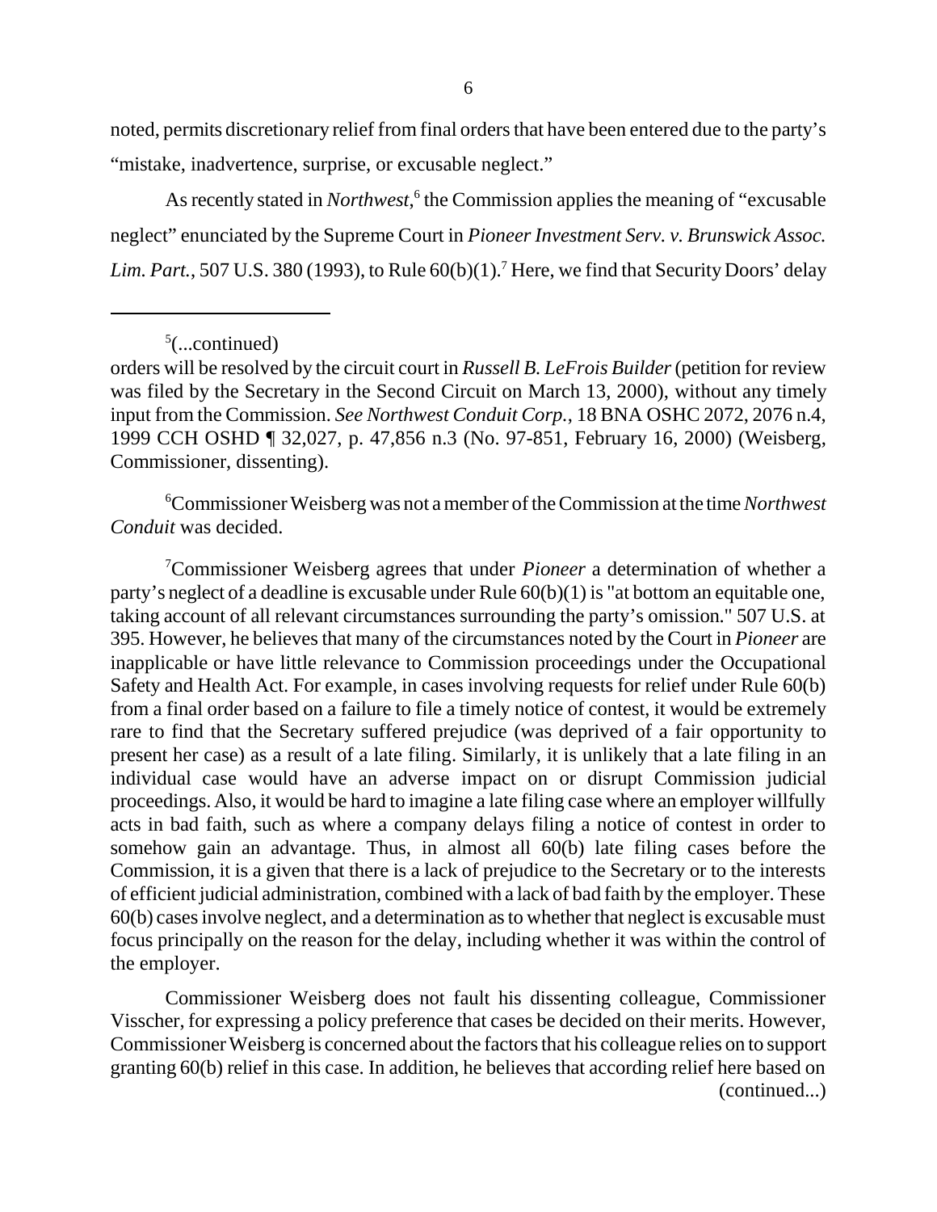noted, permits discretionary relief from final orders that have been entered due to the party's "mistake, inadvertence, surprise, or excusable neglect."

As recently stated in *Northwest*,[6] the Commission applies the meaning of "excusable neglect" enunciated by the Supreme Court in *Pioneer Investment Serv. v. Brunswick Assoc. Lim. Part.*, 507 U.S. 380 (1993), to Rule 60(b)(1).[7] Here, we find that Security Doors' delay

---

[5](...continued)
orders will be resolved by the circuit court in *Russell B. LeFrois Builder* (petition for review was filed by the Secretary in the Second Circuit on March 13, 2000), without any timely input from the Commission. *See Northwest Conduit Corp.*, 18 BNA OSHC 2072, 2076 n.4, 1999 CCH OSHD ¶ 32,027, p. 47,856 n.3 (No. 97-851, February 16, 2000) (Weisberg, Commissioner, dissenting).

[6]Commissioner Weisberg was not a member of the Commission at the time *Northwest Conduit* was decided.

[7]Commissioner Weisberg agrees that under *Pioneer* a determination of whether a party's neglect of a deadline is excusable under Rule 60(b)(1) is "at bottom an equitable one, taking account of all relevant circumstances surrounding the party's omission." 507 U.S. at 395. However, he believes that many of the circumstances noted by the Court in *Pioneer* are inapplicable or have little relevance to Commission proceedings under the Occupational Safety and Health Act. For example, in cases involving requests for relief under Rule 60(b) from a final order based on a failure to file a timely notice of contest, it would be extremely rare to find that the Secretary suffered prejudice (was deprived of a fair opportunity to present her case) as a result of a late filing. Similarly, it is unlikely that a late filing in an individual case would have an adverse impact on or disrupt Commission judicial proceedings. Also, it would be hard to imagine a late filing case where an employer willfully acts in bad faith, such as where a company delays filing a notice of contest in order to somehow gain an advantage. Thus, in almost all 60(b) late filing cases before the Commission, it is a given that there is a lack of prejudice to the Secretary or to the interests of efficient judicial administration, combined with a lack of bad faith by the employer. These 60(b) cases involve neglect, and a determination as to whether that neglect is excusable must focus principally on the reason for the delay, including whether it was within the control of the employer.

Commissioner Weisberg does not fault his dissenting colleague, Commissioner Visscher, for expressing a policy preference that cases be decided on their merits. However, Commissioner Weisberg is concerned about the factors that his colleague relies on to support granting 60(b) relief in this case. In addition, he believes that according relief here based on
(continued...)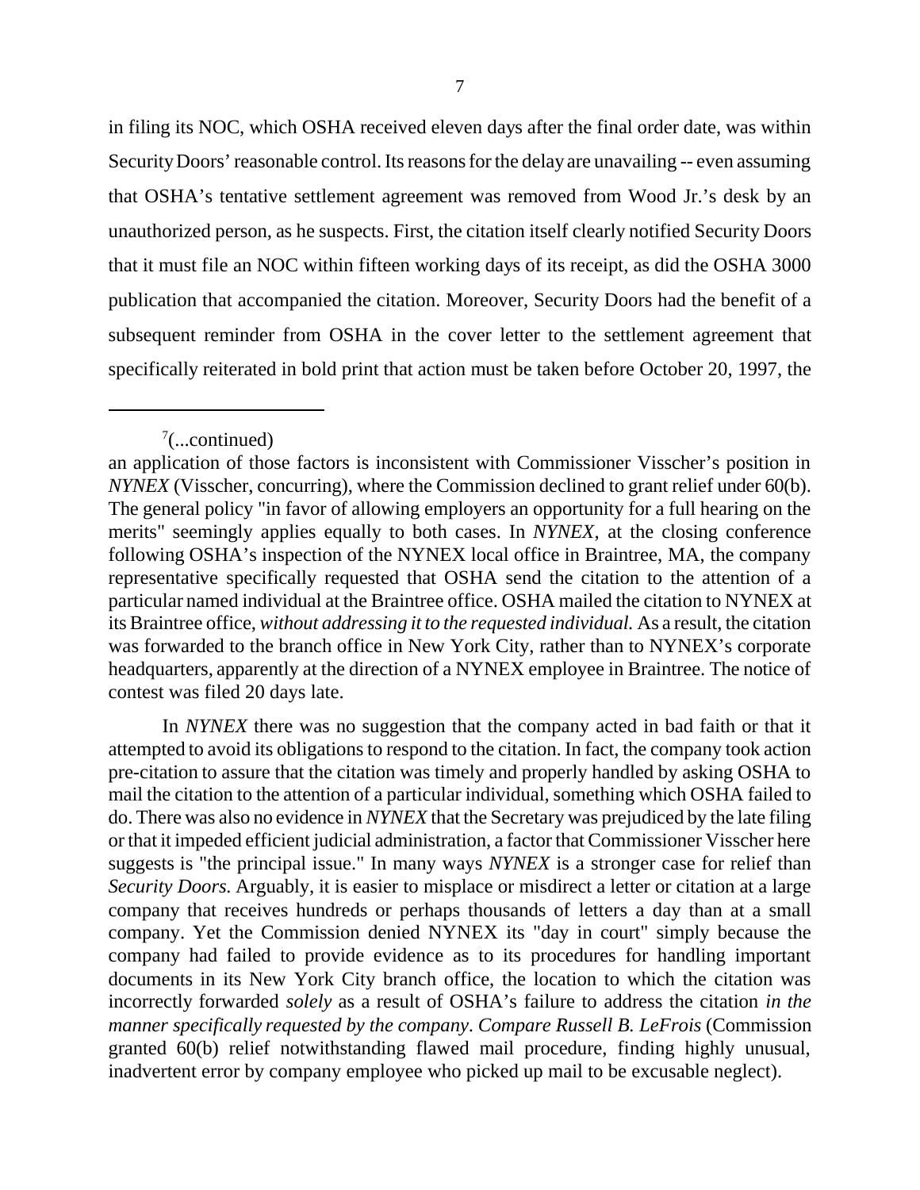in filing its NOC, which OSHA received eleven days after the final order date, was within Security Doors' reasonable control. Its reasons for the delay are unavailing -- even assuming that OSHA's tentative settlement agreement was removed from Wood Jr.'s desk by an unauthorized person, as he suspects. First, the citation itself clearly notified Security Doors that it must file an NOC within fifteen working days of its receipt, as did the OSHA 3000 publication that accompanied the citation. Moreover, Security Doors had the benefit of a subsequent reminder from OSHA in the cover letter to the settlement agreement that specifically reiterated in bold print that action must be taken before October 20, 1997, the

---

[7](...continued)

an application of those factors is inconsistent with Commissioner Visscher's position in *NYNEX* (Visscher, concurring), where the Commission declined to grant relief under 60(b). The general policy "in favor of allowing employers an opportunity for a full hearing on the merits" seemingly applies equally to both cases. In *NYNEX*, at the closing conference following OSHA's inspection of the NYNEX local office in Braintree, MA, the company representative specifically requested that OSHA send the citation to the attention of a particular named individual at the Braintree office. OSHA mailed the citation to NYNEX at its Braintree office, *without addressing it to the requested individual.* As a result, the citation was forwarded to the branch office in New York City, rather than to NYNEX's corporate headquarters, apparently at the direction of a NYNEX employee in Braintree. The notice of contest was filed 20 days late.

In *NYNEX* there was no suggestion that the company acted in bad faith or that it attempted to avoid its obligations to respond to the citation. In fact, the company took action pre-citation to assure that the citation was timely and properly handled by asking OSHA to mail the citation to the attention of a particular individual, something which OSHA failed to do. There was also no evidence in *NYNEX* that the Secretary was prejudiced by the late filing or that it impeded efficient judicial administration, a factor that Commissioner Visscher here suggests is "the principal issue." In many ways *NYNEX* is a stronger case for relief than *Security Doors.* Arguably, it is easier to misplace or misdirect a letter or citation at a large company that receives hundreds or perhaps thousands of letters a day than at a small company. Yet the Commission denied NYNEX its "day in court" simply because the company had failed to provide evidence as to its procedures for handling important documents in its New York City branch office, the location to which the citation was incorrectly forwarded *solely* as a result of OSHA's failure to address the citation *in the manner specifically requested by the company. Compare Russell B. LeFrois* (Commission granted 60(b) relief notwithstanding flawed mail procedure, finding highly unusual, inadvertent error by company employee who picked up mail to be excusable neglect).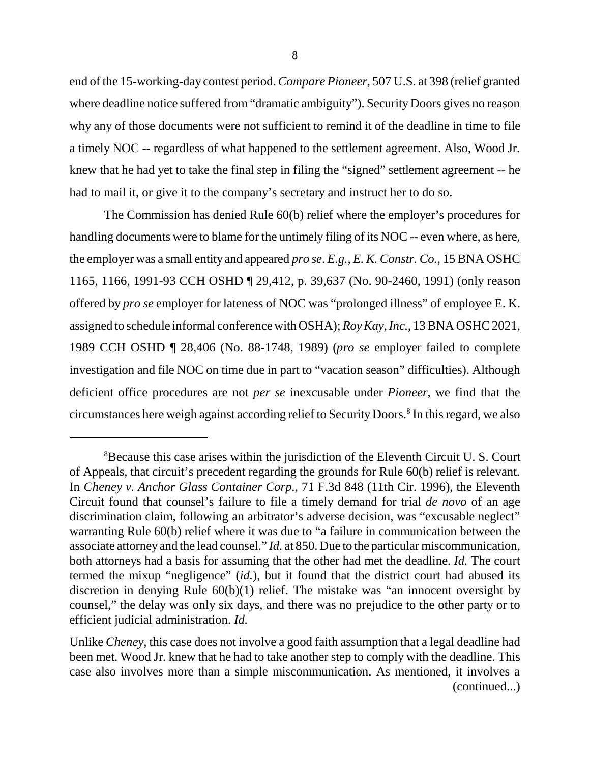end of the 15-working-day contest period. *Compare Pioneer*, 507 U.S. at 398 (relief granted where deadline notice suffered from "dramatic ambiguity"). Security Doors gives no reason why any of those documents were not sufficient to remind it of the deadline in time to file a timely NOC -- regardless of what happened to the settlement agreement. Also, Wood Jr. knew that he had yet to take the final step in filing the "signed" settlement agreement -- he had to mail it, or give it to the company's secretary and instruct her to do so.

The Commission has denied Rule 60(b) relief where the employer's procedures for handling documents were to blame for the untimely filing of its NOC -- even where, as here, the employer was a small entity and appeared *pro se*. *E.g., E. K. Constr. Co.*, 15 BNA OSHC 1165, 1166, 1991-93 CCH OSHD ¶ 29,412, p. 39,637 (No. 90-2460, 1991) (only reason offered by *pro se* employer for lateness of NOC was "prolonged illness" of employee E. K. assigned to schedule informal conference with OSHA); *Roy Kay, Inc.*, 13 BNA OSHC 2021, 1989 CCH OSHD ¶ 28,406 (No. 88-1748, 1989) (*pro se* employer failed to complete investigation and file NOC on time due in part to "vacation season" difficulties). Although deficient office procedures are not *per se* inexcusable under *Pioneer*, we find that the circumstances here weigh against according relief to Security Doors.[8] In this regard, we also

---

[8]Because this case arises within the jurisdiction of the Eleventh Circuit U. S. Court of Appeals, that circuit's precedent regarding the grounds for Rule 60(b) relief is relevant. In *Cheney v. Anchor Glass Container Corp.*, 71 F.3d 848 (11th Cir. 1996), the Eleventh Circuit found that counsel's failure to file a timely demand for trial *de novo* of an age discrimination claim, following an arbitrator's adverse decision, was "excusable neglect" warranting Rule 60(b) relief where it was due to "a failure in communication between the associate attorney and the lead counsel." *Id.* at 850. Due to the particular miscommunication, both attorneys had a basis for assuming that the other had met the deadline. *Id.* The court termed the mixup "negligence" (*id.*), but it found that the district court had abused its discretion in denying Rule 60(b)(1) relief. The mistake was "an innocent oversight by counsel," the delay was only six days, and there was no prejudice to the other party or to efficient judicial administration. *Id.*

Unlike *Cheney*, this case does not involve a good faith assumption that a legal deadline had been met. Wood Jr. knew that he had to take another step to comply with the deadline. This case also involves more than a simple miscommunication. As mentioned, it involves a (continued...)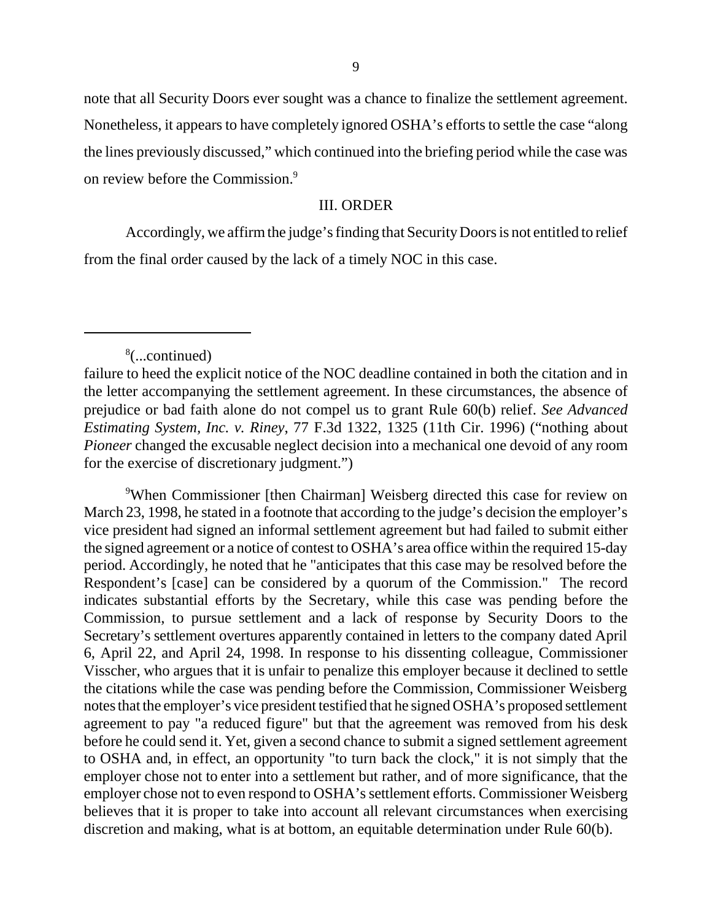note that all Security Doors ever sought was a chance to finalize the settlement agreement. Nonetheless, it appears to have completely ignored OSHA's efforts to settle the case "along the lines previously discussed," which continued into the briefing period while the case was on review before the Commission.[9]

## III. ORDER

Accordingly, we affirm the judge's finding that Security Doors is not entitled to relief from the final order caused by the lack of a timely NOC in this case.

---

[8](...continued)

failure to heed the explicit notice of the NOC deadline contained in both the citation and in the letter accompanying the settlement agreement. In these circumstances, the absence of prejudice or bad faith alone do not compel us to grant Rule 60(b) relief. *See Advanced Estimating System, Inc. v. Riney*, 77 F.3d 1322, 1325 (11th Cir. 1996) ("nothing about *Pioneer* changed the excusable neglect decision into a mechanical one devoid of any room for the exercise of discretionary judgment.")

[9]When Commissioner [then Chairman] Weisberg directed this case for review on March 23, 1998, he stated in a footnote that according to the judge's decision the employer's vice president had signed an informal settlement agreement but had failed to submit either the signed agreement or a notice of contest to OSHA's area office within the required 15-day period. Accordingly, he noted that he "anticipates that this case may be resolved before the Respondent's [case] can be considered by a quorum of the Commission." The record indicates substantial efforts by the Secretary, while this case was pending before the Commission, to pursue settlement and a lack of response by Security Doors to the Secretary's settlement overtures apparently contained in letters to the company dated April 6, April 22, and April 24, 1998. In response to his dissenting colleague, Commissioner Visscher, who argues that it is unfair to penalize this employer because it declined to settle the citations while the case was pending before the Commission, Commissioner Weisberg notes that the employer's vice president testified that he signed OSHA's proposed settlement agreement to pay "a reduced figure" but that the agreement was removed from his desk before he could send it. Yet, given a second chance to submit a signed settlement agreement to OSHA and, in effect, an opportunity "to turn back the clock," it is not simply that the employer chose not to enter into a settlement but rather, and of more significance, that the employer chose not to even respond to OSHA's settlement efforts. Commissioner Weisberg believes that it is proper to take into account all relevant circumstances when exercising discretion and making, what is at bottom, an equitable determination under Rule 60(b).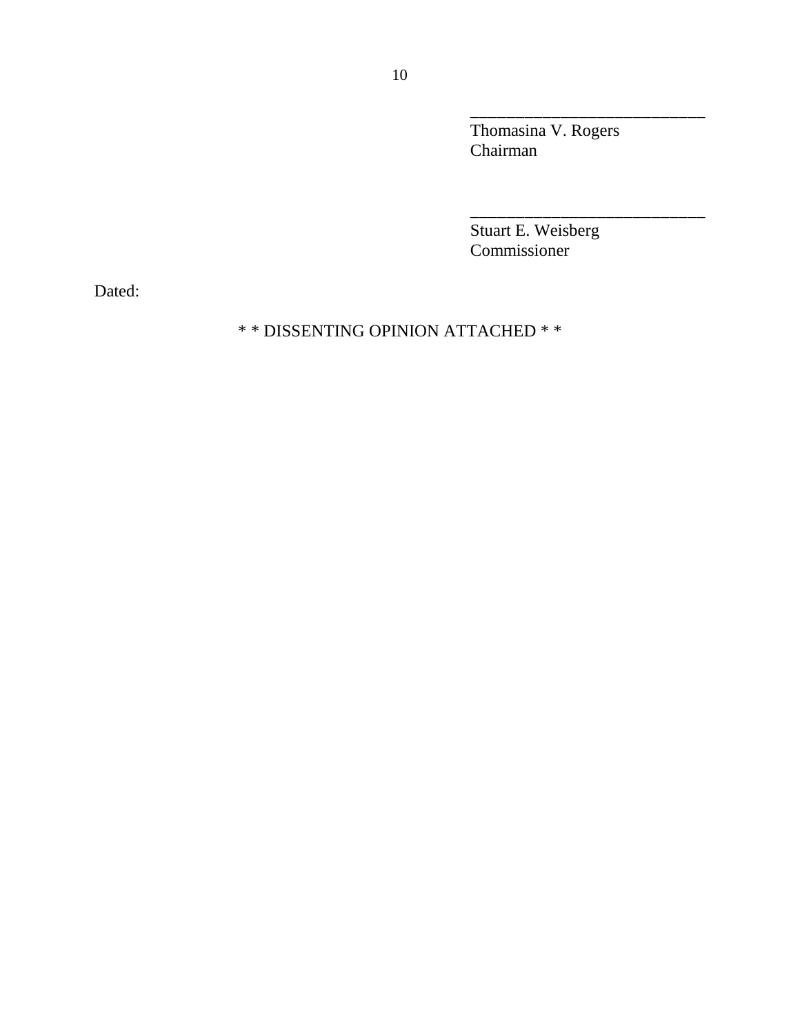\_\_\_\_\_\_\_\_\_\_\_\_\_\_\_\_\_\_\_\_\_\_\_\_\_\_\_\_
Thomasina V. Rogers
Chairman

\_\_\_\_\_\_\_\_\_\_\_\_\_\_\_\_\_\_\_\_\_\_\_\_\_\_\_\_
Stuart E. Weisberg
Commissioner

Dated:

* * DISSENTING OPINION ATTACHED * *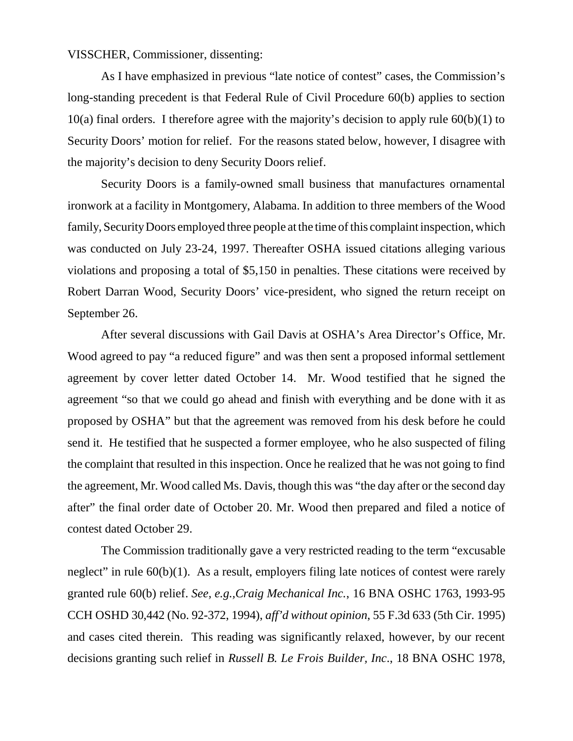VISSCHER, Commissioner, dissenting:

As I have emphasized in previous "late notice of contest" cases, the Commission's long-standing precedent is that Federal Rule of Civil Procedure 60(b) applies to section 10(a) final orders. I therefore agree with the majority's decision to apply rule 60(b)(1) to Security Doors' motion for relief. For the reasons stated below, however, I disagree with the majority's decision to deny Security Doors relief.

Security Doors is a family-owned small business that manufactures ornamental ironwork at a facility in Montgomery, Alabama. In addition to three members of the Wood family, Security Doors employed three people at the time of this complaint inspection, which was conducted on July 23-24, 1997. Thereafter OSHA issued citations alleging various violations and proposing a total of $5,150 in penalties. These citations were received by Robert Darran Wood, Security Doors' vice-president, who signed the return receipt on September 26.

After several discussions with Gail Davis at OSHA's Area Director's Office, Mr. Wood agreed to pay "a reduced figure" and was then sent a proposed informal settlement agreement by cover letter dated October 14. Mr. Wood testified that he signed the agreement "so that we could go ahead and finish with everything and be done with it as proposed by OSHA" but that the agreement was removed from his desk before he could send it. He testified that he suspected a former employee, who he also suspected of filing the complaint that resulted in this inspection. Once he realized that he was not going to find the agreement, Mr. Wood called Ms. Davis, though this was "the day after or the second day after" the final order date of October 20. Mr. Wood then prepared and filed a notice of contest dated October 29.

The Commission traditionally gave a very restricted reading to the term "excusable neglect" in rule 60(b)(1). As a result, employers filing late notices of contest were rarely granted rule 60(b) relief. *See, e.g.,Craig Mechanical Inc.*, 16 BNA OSHC 1763, 1993-95 CCH OSHD 30,442 (No. 92-372, 1994), *aff'd without opinion*, 55 F.3d 633 (5th Cir. 1995) and cases cited therein. This reading was significantly relaxed, however, by our recent decisions granting such relief in *Russell B. Le Frois Builder, Inc*., 18 BNA OSHC 1978,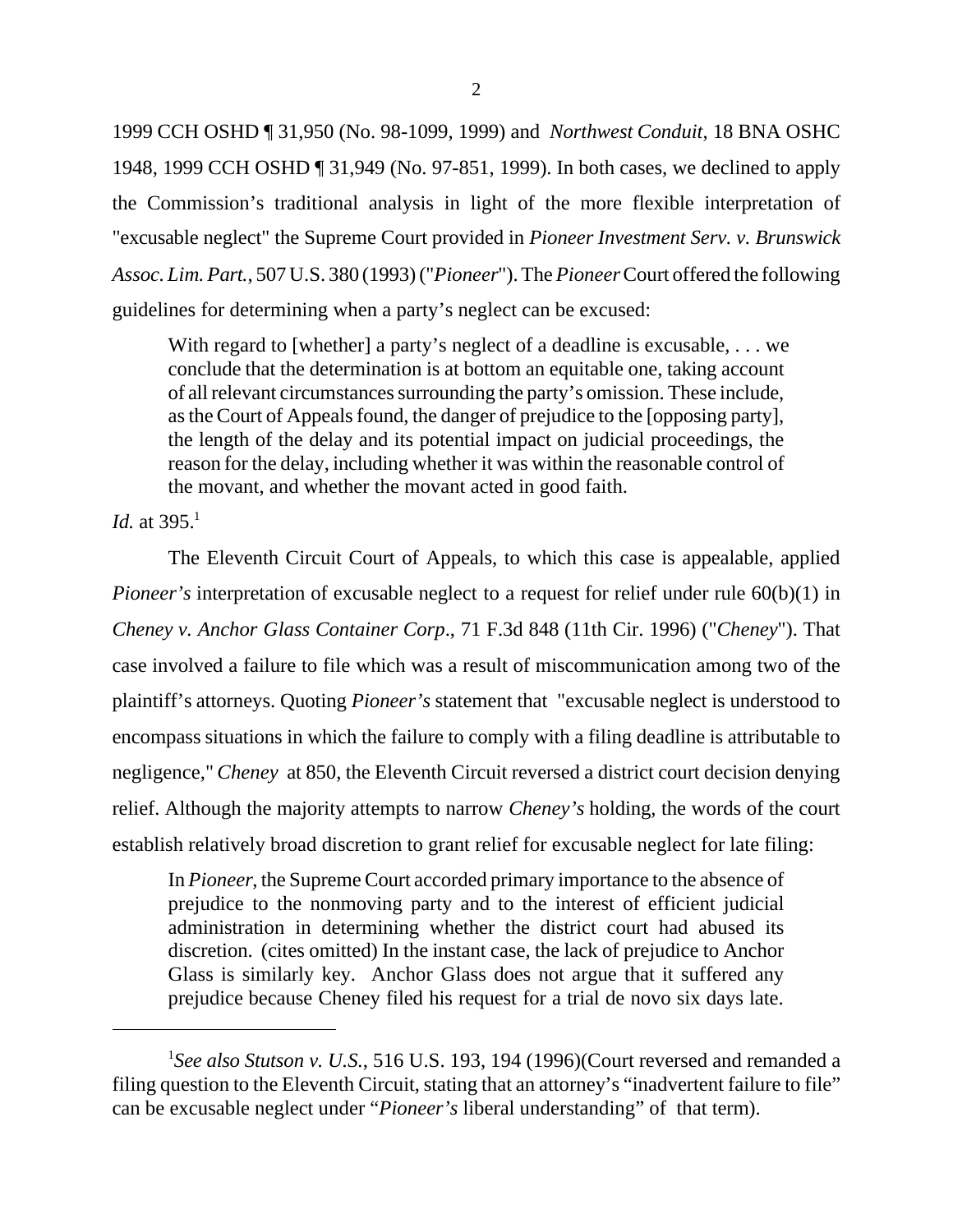1999 CCH OSHD ¶ 31,950 (No. 98-1099, 1999) and *Northwest Conduit*, 18 BNA OSHC 1948, 1999 CCH OSHD ¶ 31,949 (No. 97-851, 1999). In both cases, we declined to apply the Commission's traditional analysis in light of the more flexible interpretation of "excusable neglect" the Supreme Court provided in *Pioneer Investment Serv. v. Brunswick Assoc. Lim. Part.*, 507 U.S. 380 (1993) ("*Pioneer*"). The *Pioneer* Court offered the following guidelines for determining when a party's neglect can be excused:

> With regard to [whether] a party's neglect of a deadline is excusable, . . . we conclude that the determination is at bottom an equitable one, taking account of all relevant circumstances surrounding the party's omission. These include, as the Court of Appeals found, the danger of prejudice to the [opposing party], the length of the delay and its potential impact on judicial proceedings, the reason for the delay, including whether it was within the reasonable control of the movant, and whether the movant acted in good faith.

*Id.* at 395.[1]

The Eleventh Circuit Court of Appeals, to which this case is appealable, applied *Pioneer's* interpretation of excusable neglect to a request for relief under rule 60(b)(1) in *Cheney v. Anchor Glass Container Corp*., 71 F.3d 848 (11th Cir. 1996) ("*Cheney*"). That case involved a failure to file which was a result of miscommunication among two of the plaintiff's attorneys. Quoting *Pioneer's* statement that "excusable neglect is understood to encompass situations in which the failure to comply with a filing deadline is attributable to negligence," *Cheney* at 850, the Eleventh Circuit reversed a district court decision denying relief. Although the majority attempts to narrow *Cheney's* holding, the words of the court establish relatively broad discretion to grant relief for excusable neglect for late filing:

> In *Pioneer*, the Supreme Court accorded primary importance to the absence of prejudice to the nonmoving party and to the interest of efficient judicial administration in determining whether the district court had abused its discretion. (cites omitted) In the instant case, the lack of prejudice to Anchor Glass is similarly key. Anchor Glass does not argue that it suffered any prejudice because Cheney filed his request for a trial de novo six days late.

[1] *See also Stutson v. U.S.*, 516 U.S. 193, 194 (1996)(Court reversed and remanded a filing question to the Eleventh Circuit, stating that an attorney's "inadvertent failure to file" can be excusable neglect under "*Pioneer's* liberal understanding" of that term).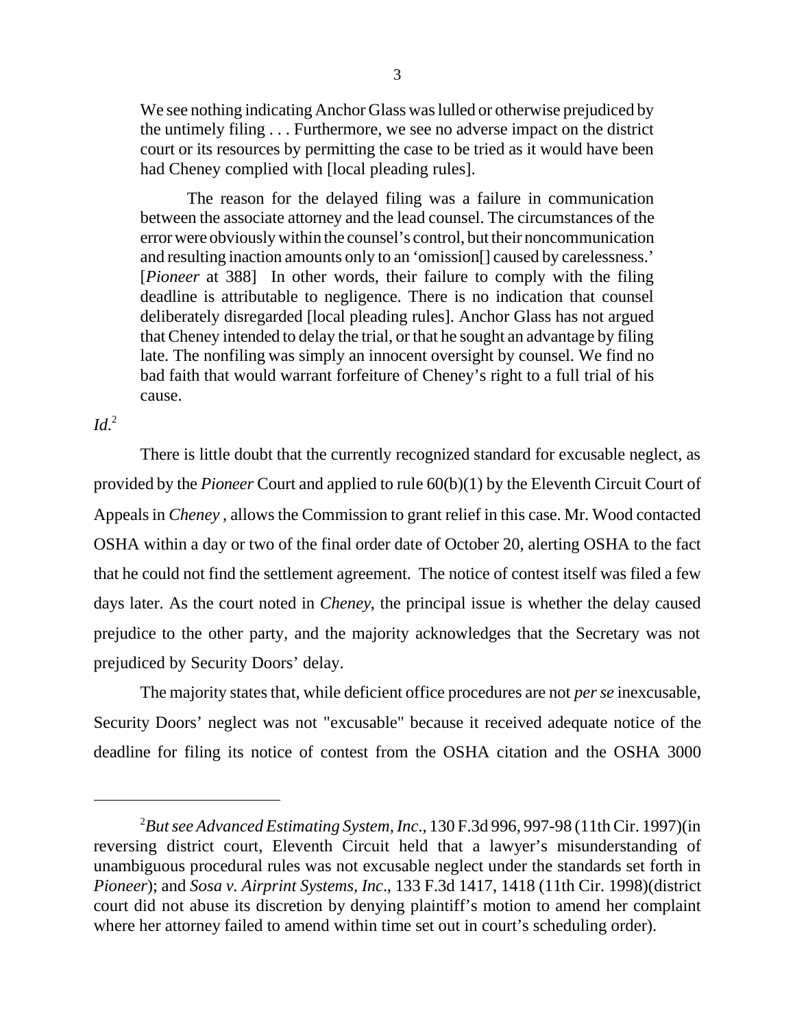> We see nothing indicating Anchor Glass was lulled or otherwise prejudiced by the untimely filing . . . Furthermore, we see no adverse impact on the district court or its resources by permitting the case to be tried as it would have been had Cheney complied with [local pleading rules].
>
> The reason for the delayed filing was a failure in communication between the associate attorney and the lead counsel. The circumstances of the error were obviously within the counsel's control, but their noncommunication and resulting inaction amounts only to an 'omission[] caused by carelessness.' [*Pioneer* at 388] In other words, their failure to comply with the filing deadline is attributable to negligence. There is no indication that counsel deliberately disregarded [local pleading rules]. Anchor Glass has not argued that Cheney intended to delay the trial, or that he sought an advantage by filing late. The nonfiling was simply an innocent oversight by counsel. We find no bad faith that would warrant forfeiture of Cheney's right to a full trial of his cause.

*Id.*[2]

There is little doubt that the currently recognized standard for excusable neglect, as provided by the *Pioneer* Court and applied to rule 60(b)(1) by the Eleventh Circuit Court of Appeals in *Cheney* , allows the Commission to grant relief in this case. Mr. Wood contacted OSHA within a day or two of the final order date of October 20, alerting OSHA to the fact that he could not find the settlement agreement. The notice of contest itself was filed a few days later. As the court noted in *Cheney*, the principal issue is whether the delay caused prejudice to the other party, and the majority acknowledges that the Secretary was not prejudiced by Security Doors' delay.

The majority states that, while deficient office procedures are not *per se* inexcusable, Security Doors' neglect was not "excusable" because it received adequate notice of the deadline for filing its notice of contest from the OSHA citation and the OSHA 3000

---

[2] *But see Advanced Estimating System, Inc*., 130 F.3d 996, 997-98 (11th Cir. 1997)(in reversing district court, Eleventh Circuit held that a lawyer's misunderstanding of unambiguous procedural rules was not excusable neglect under the standards set forth in *Pioneer*); and *Sosa v. Airprint Systems, Inc*., 133 F.3d 1417, 1418 (11th Cir. 1998)(district court did not abuse its discretion by denying plaintiff's motion to amend her complaint where her attorney failed to amend within time set out in court's scheduling order).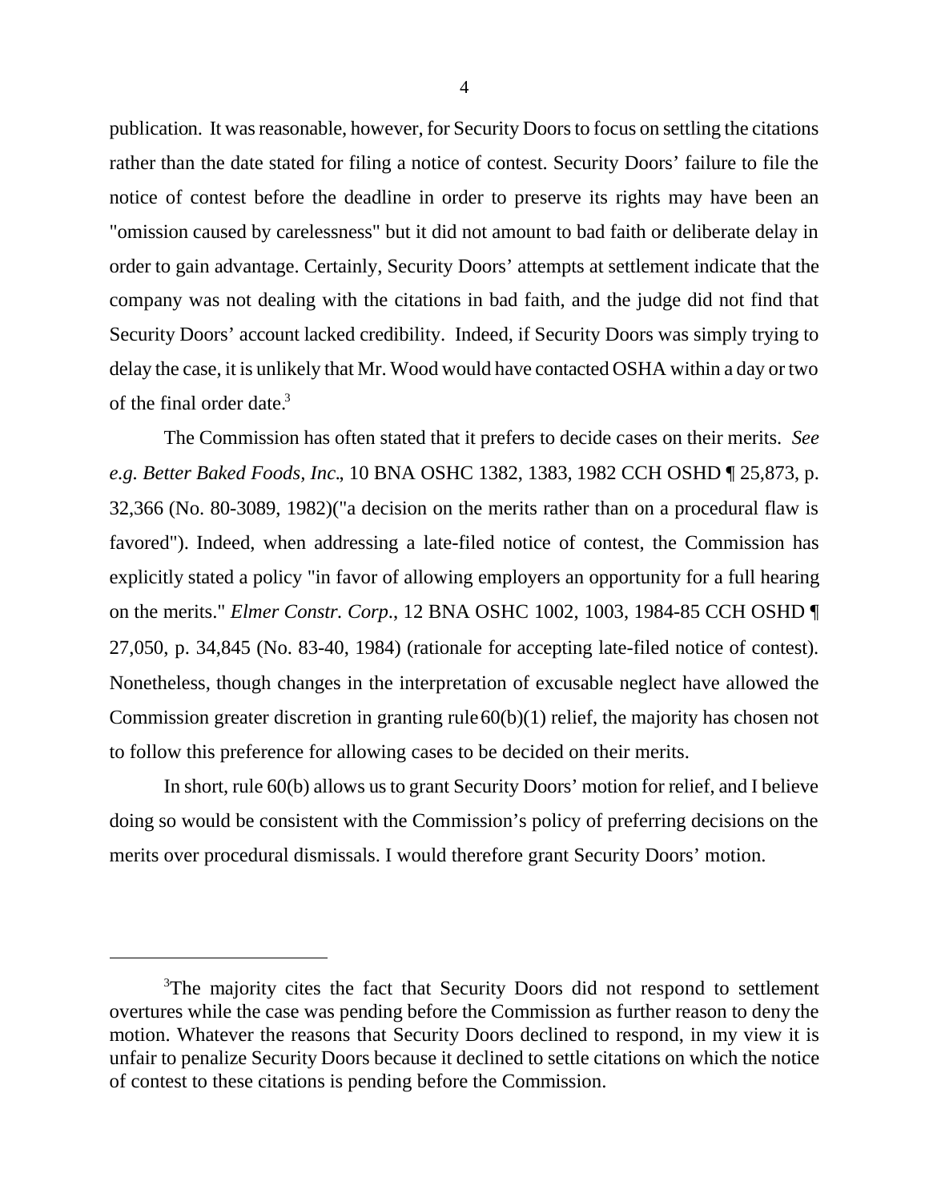publication. It was reasonable, however, for Security Doors to focus on settling the citations rather than the date stated for filing a notice of contest. Security Doors' failure to file the notice of contest before the deadline in order to preserve its rights may have been an "omission caused by carelessness" but it did not amount to bad faith or deliberate delay in order to gain advantage. Certainly, Security Doors' attempts at settlement indicate that the company was not dealing with the citations in bad faith, and the judge did not find that Security Doors' account lacked credibility. Indeed, if Security Doors was simply trying to delay the case, it is unlikely that Mr. Wood would have contacted OSHA within a day or two of the final order date.[3]

The Commission has often stated that it prefers to decide cases on their merits. *See e.g. Better Baked Foods, Inc*., 10 BNA OSHC 1382, 1383, 1982 CCH OSHD ¶ 25,873, p. 32,366 (No. 80-3089, 1982)("a decision on the merits rather than on a procedural flaw is favored"). Indeed, when addressing a late-filed notice of contest, the Commission has explicitly stated a policy "in favor of allowing employers an opportunity for a full hearing on the merits." *Elmer Constr. Corp*., 12 BNA OSHC 1002, 1003, 1984-85 CCH OSHD ¶ 27,050, p. 34,845 (No. 83-40, 1984) (rationale for accepting late-filed notice of contest). Nonetheless, though changes in the interpretation of excusable neglect have allowed the Commission greater discretion in granting rule 60(b)(1) relief, the majority has chosen not to follow this preference for allowing cases to be decided on their merits.

In short, rule 60(b) allows us to grant Security Doors' motion for relief, and I believe doing so would be consistent with the Commission's policy of preferring decisions on the merits over procedural dismissals. I would therefore grant Security Doors' motion.

---

[3]The majority cites the fact that Security Doors did not respond to settlement overtures while the case was pending before the Commission as further reason to deny the motion. Whatever the reasons that Security Doors declined to respond, in my view it is unfair to penalize Security Doors because it declined to settle citations on which the notice of contest to these citations is pending before the Commission.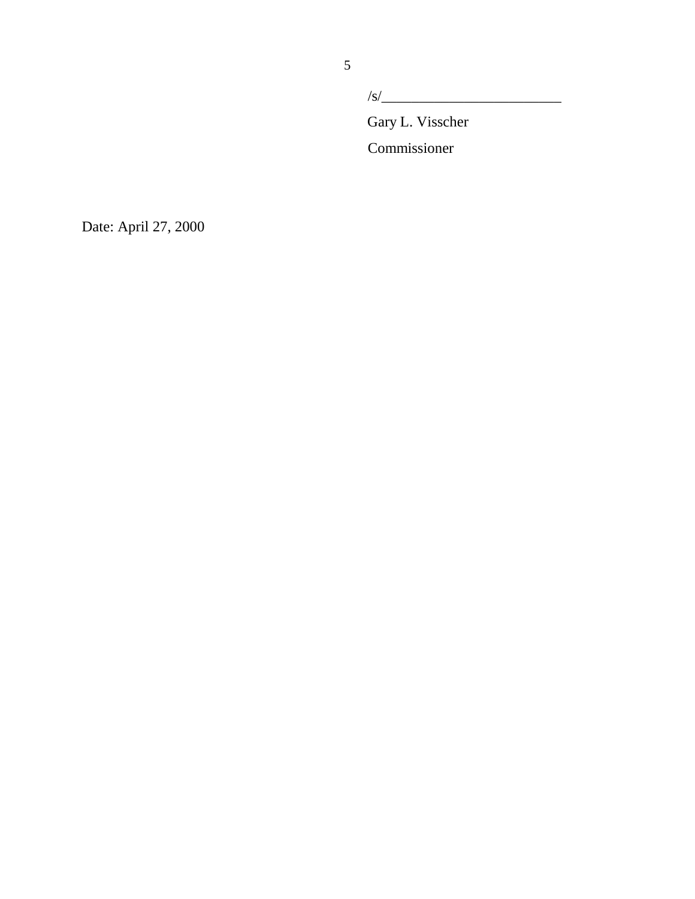/s/_________________________

Gary L. Visscher

Commissioner

Date: April 27, 2000